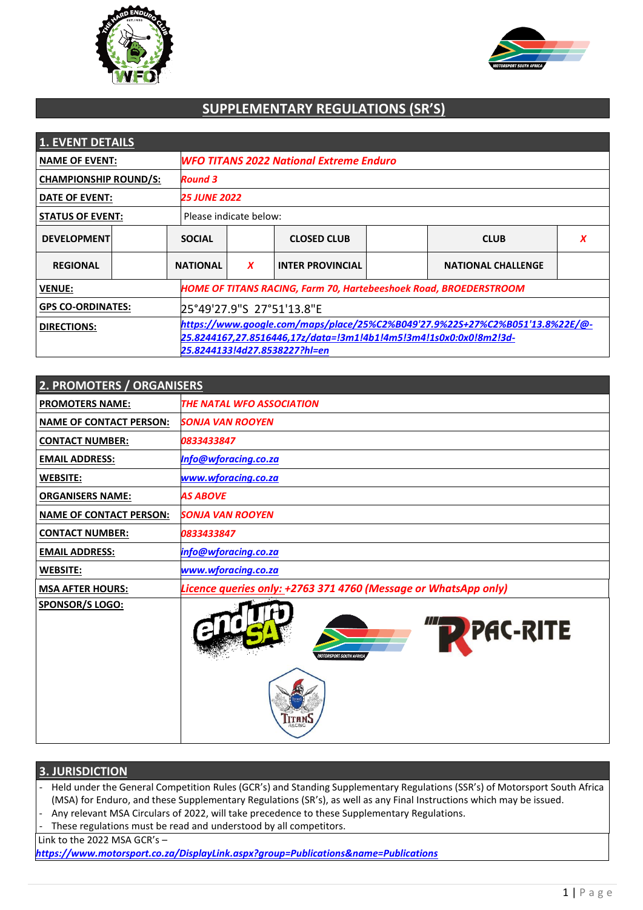# SUPPLEMENTARY REGULATIONS (SR'S)

## 1. EVENT DETAILS

| | |
|---|---|
| **NAME OF EVENT:** | *WFO TITANS 2022 National Extreme Enduro* |
| **CHAMPIONSHIP ROUND/S:** | *Round 3* |
| **DATE OF EVENT:** | *25 JUNE 2022* |
| **STATUS OF EVENT:** | Please indicate below: |

| | | | | | | | |
|---|---|---|---|---|---|---|---|
| **DEVELOPMENT** | | **SOCIAL** | | **CLOSED CLUB** | | **CLUB** | X |
| **REGIONAL** | | **NATIONAL** | X | **INTER PROVINCIAL** | | **NATIONAL CHALLENGE** | |

| | |
|---|---|
| **VENUE:** | *HOME OF TITANS RACING, Farm 70, Hartebeeshoek Road, BROEDERSTROOM* |
| **GPS CO-ORDINATES:** | 25°49'27.9"S 27°51'13.8"E |
| **DIRECTIONS:** | *https://www.google.com/maps/place/25%C2%B049'27.9%22S+27%C2%B051'13.8%22E/@-25.8244167,27.8516446,17z/data=!3m1!4b1!4m5!3m4!1s0x0:0x0!8m2!3d-25.8244133!4d27.8538227?hl=en* |

## 2. PROMOTERS / ORGANISERS

| | |
|---|---|
| **PROMOTERS NAME:** | *THE NATAL WFO ASSOCIATION* |
| **NAME OF CONTACT PERSON:** | *SONJA VAN ROOYEN* |
| **CONTACT NUMBER:** | *0833433847* |
| **EMAIL ADDRESS:** | *Info@wforacing.co.za* |
| **WEBSITE:** | *www.wforacing.co.za* |
| **ORGANISERS NAME:** | *AS ABOVE* |
| **NAME OF CONTACT PERSON:** | *SONJA VAN ROOYEN* |
| **CONTACT NUMBER:** | *0833433847* |
| **EMAIL ADDRESS:** | *info@wforacing.co.za* |
| **WEBSITE:** | *www.wforacing.co.za* |
| **MSA AFTER HOURS:** | *Licence queries only: +2763 371 4760 (Message or WhatsApp only)* |
| **SPONSOR/S LOGO:** | |

## 3. JURISDICTION

- Held under the General Competition Rules (GCR's) and Standing Supplementary Regulations (SSR's) of Motorsport South Africa (MSA) for Enduro, and these Supplementary Regulations (SR's), as well as any Final Instructions which may be issued.
- Any relevant MSA Circulars of 2022, will take precedence to these Supplementary Regulations.
- These regulations must be read and understood by all competitors.

Link to the 2022 MSA GCR's –
*https://www.motorsport.co.za/DisplayLink.aspx?group=Publications&name=Publications*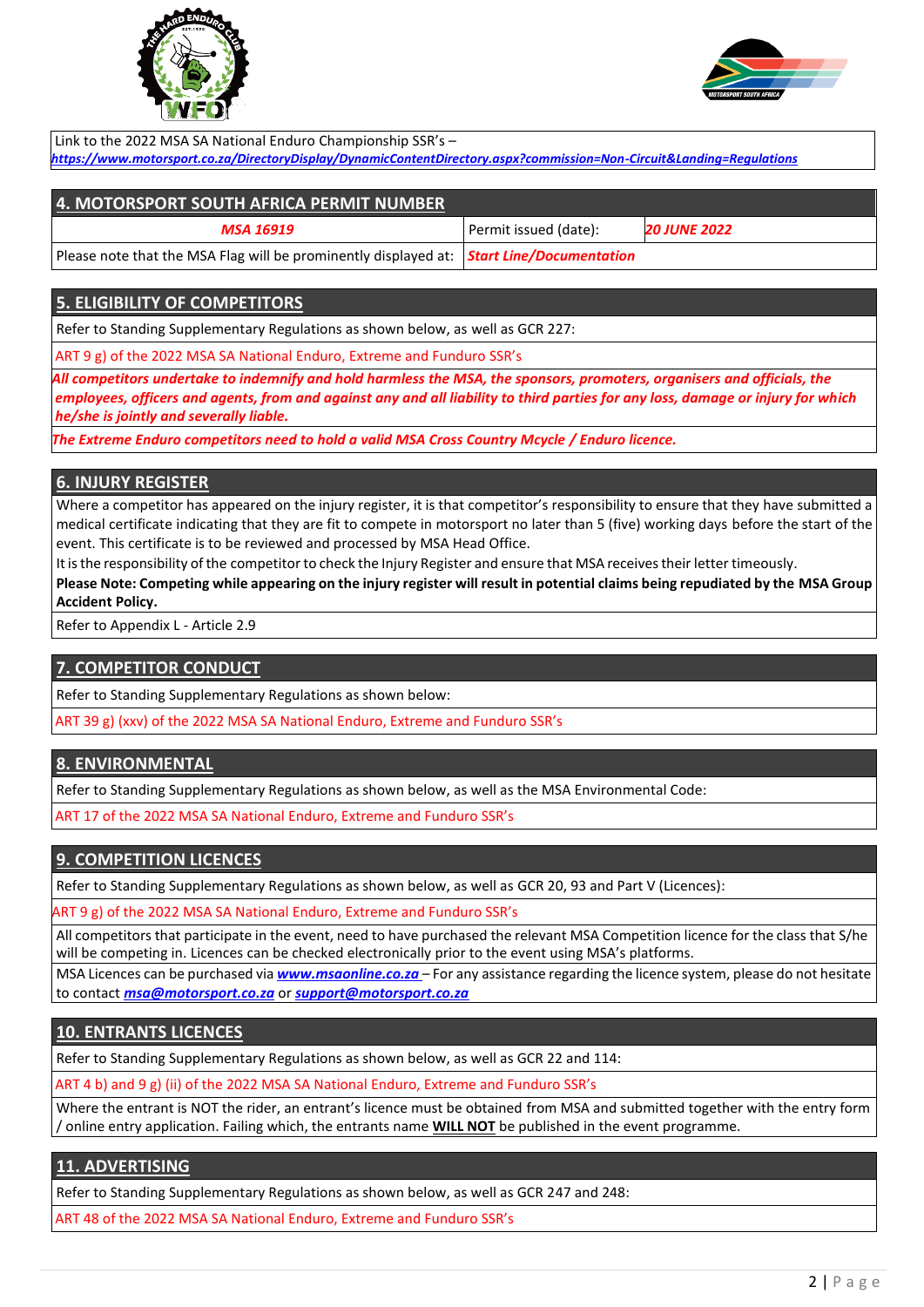Link to the 2022 MSA SA National Enduro Championship SSR's –
***https://www.motorsport.co.za/DirectoryDisplay/DynamicContentDirectory.aspx?commission=Non-Circuit&Landing=Regulations***

## 4. MOTORSPORT SOUTH AFRICA PERMIT NUMBER

| *MSA 16919* | Permit issued (date): | ***20 JUNE 2022*** |
|---|---|---|
| Please note that the MSA Flag will be prominently displayed at: | ***Start Line/Documentation*** | |

## 5. ELIGIBILITY OF COMPETITORS

Refer to Standing Supplementary Regulations as shown below, as well as GCR 227:

ART 9 g) of the 2022 MSA SA National Enduro, Extreme and Funduro SSR's

***All competitors undertake to indemnify and hold harmless the MSA, the sponsors, promoters, organisers and officials, the employees, officers and agents, from and against any and all liability to third parties for any loss, damage or injury for which he/she is jointly and severally liable.***

***The Extreme Enduro competitors need to hold a valid MSA Cross Country Mcycle / Enduro licence.***

## 6. INJURY REGISTER

Where a competitor has appeared on the injury register, it is that competitor's responsibility to ensure that they have submitted a medical certificate indicating that they are fit to compete in motorsport no later than 5 (five) working days before the start of the event. This certificate is to be reviewed and processed by MSA Head Office.

It is the responsibility of the competitor to check the Injury Register and ensure that MSA receives their letter timeously.

**Please Note: Competing while appearing on the injury register will result in potential claims being repudiated by the MSA Group Accident Policy.**

Refer to Appendix L - Article 2.9

## 7. COMPETITOR CONDUCT

Refer to Standing Supplementary Regulations as shown below:

ART 39 g) (xxv) of the 2022 MSA SA National Enduro, Extreme and Funduro SSR's

## 8. ENVIRONMENTAL

Refer to Standing Supplementary Regulations as shown below, as well as the MSA Environmental Code:

ART 17 of the 2022 MSA SA National Enduro, Extreme and Funduro SSR's

## 9. COMPETITION LICENCES

Refer to Standing Supplementary Regulations as shown below, as well as GCR 20, 93 and Part V (Licences):

ART 9 g) of the 2022 MSA SA National Enduro, Extreme and Funduro SSR's

All competitors that participate in the event, need to have purchased the relevant MSA Competition licence for the class that S/he will be competing in. Licences can be checked electronically prior to the event using MSA's platforms.

MSA Licences can be purchased via ***www.msaonline.co.za*** – For any assistance regarding the licence system, please do not hesitate to contact ***msa@motorsport.co.za*** or ***support@motorsport.co.za***

## 10. ENTRANTS LICENCES

Refer to Standing Supplementary Regulations as shown below, as well as GCR 22 and 114:

ART 4 b) and 9 g) (ii) of the 2022 MSA SA National Enduro, Extreme and Funduro SSR's

Where the entrant is NOT the rider, an entrant's licence must be obtained from MSA and submitted together with the entry form / online entry application. Failing which, the entrants name **WILL NOT** be published in the event programme.

## 11. ADVERTISING

Refer to Standing Supplementary Regulations as shown below, as well as GCR 247 and 248:

ART 48 of the 2022 MSA SA National Enduro, Extreme and Funduro SSR's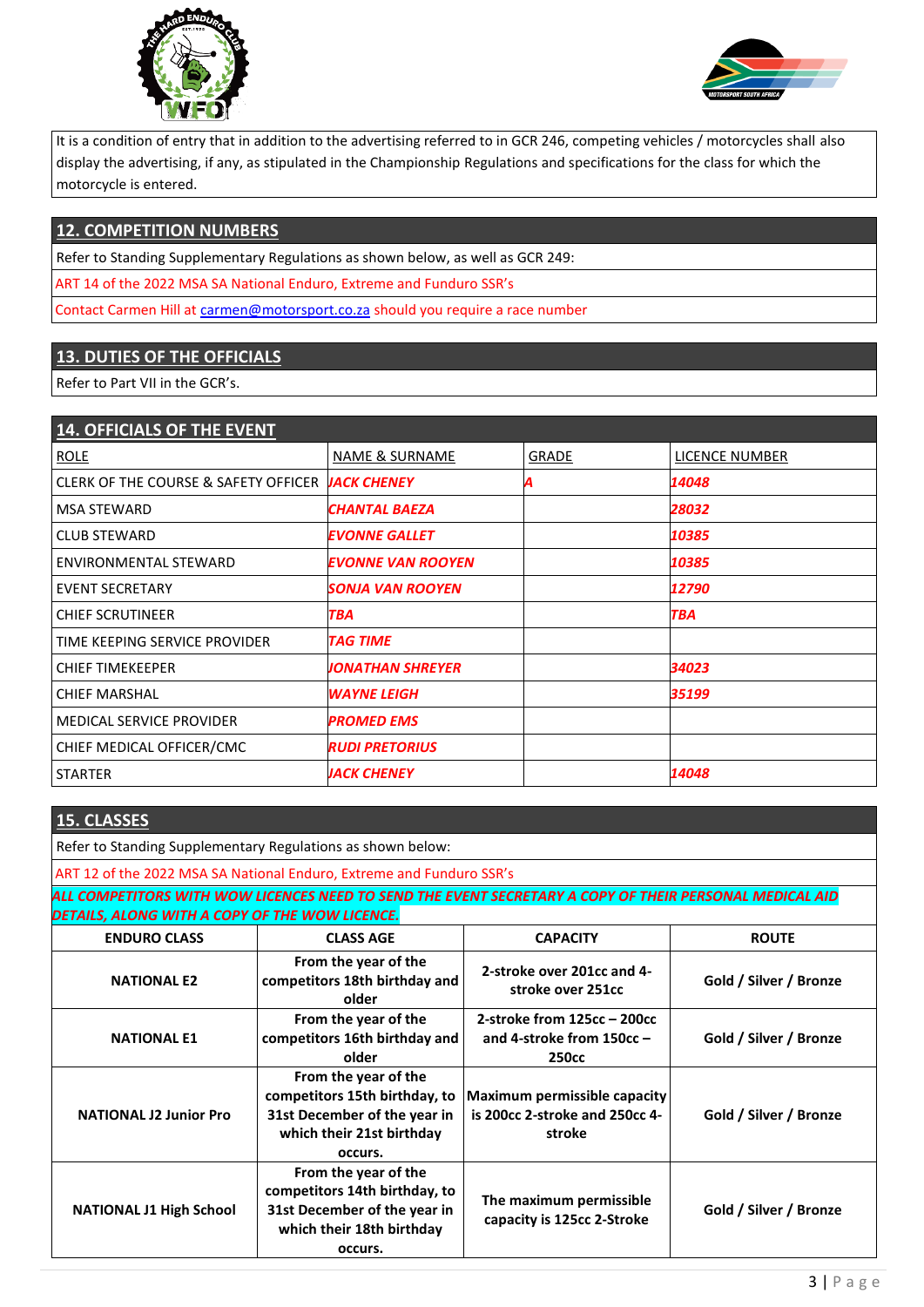It is a condition of entry that in addition to the advertising referred to in GCR 246, competing vehicles / motorcycles shall also display the advertising, if any, as stipulated in the Championship Regulations and specifications for the class for which the motorcycle is entered.

## 12. COMPETITION NUMBERS

Refer to Standing Supplementary Regulations as shown below, as well as GCR 249:

ART 14 of the 2022 MSA SA National Enduro, Extreme and Funduro SSR's

Contact Carmen Hill at carmen@motorsport.co.za should you require a race number

## 13. DUTIES OF THE OFFICIALS

Refer to Part VII in the GCR's.

## 14. OFFICIALS OF THE EVENT

| ROLE | NAME & SURNAME | GRADE | LICENCE NUMBER |
|---|---|---|---|
| CLERK OF THE COURSE & SAFETY OFFICER | *JACK CHENEY* | *A* | *14048* |
| MSA STEWARD | *CHANTAL BAEZA* | | *28032* |
| CLUB STEWARD | *EVONNE GALLET* | | *10385* |
| ENVIRONMENTAL STEWARD | *EVONNE VAN ROOYEN* | | *10385* |
| EVENT SECRETARY | *SONJA VAN ROOYEN* | | *12790* |
| CHIEF SCRUTINEER | *TBA* | | *TBA* |
| TIME KEEPING SERVICE PROVIDER | *TAG TIME* | | |
| CHIEF TIMEKEEPER | *JONATHAN SHREYER* | | *34023* |
| CHIEF MARSHAL | *WAYNE LEIGH* | | *35199* |
| MEDICAL SERVICE PROVIDER | *PROMED EMS* | | |
| CHIEF MEDICAL OFFICER/CMC | *RUDI PRETORIUS* | | |
| STARTER | *JACK CHENEY* | | *14048* |

## 15. CLASSES

Refer to Standing Supplementary Regulations as shown below:

ART 12 of the 2022 MSA SA National Enduro, Extreme and Funduro SSR's

***ALL COMPETITORS WITH WOW LICENCES NEED TO SEND THE EVENT SECRETARY A COPY OF THEIR PERSONAL MEDICAL AID DETAILS, ALONG WITH A COPY OF THE WOW LICENCE.***

| ENDURO CLASS | CLASS AGE | CAPACITY | ROUTE |
|---|---|---|---|
| **NATIONAL E2** | **From the year of the competitors 18th birthday and older** | **2-stroke over 201cc and 4-stroke over 251cc** | **Gold / Silver / Bronze** |
| **NATIONAL E1** | **From the year of the competitors 16th birthday and older** | **2-stroke from 125cc – 200cc and 4-stroke from 150cc – 250cc** | **Gold / Silver / Bronze** |
| **NATIONAL J2 Junior Pro** | **From the year of the competitors 15th birthday, to 31st December of the year in which their 21st birthday occurs.** | **Maximum permissible capacity is 200cc 2-stroke and 250cc 4-stroke** | **Gold / Silver / Bronze** |
| **NATIONAL J1 High School** | **From the year of the competitors 14th birthday, to 31st December of the year in which their 18th birthday occurs.** | **The maximum permissible capacity is 125cc 2-Stroke** | **Gold / Silver / Bronze** |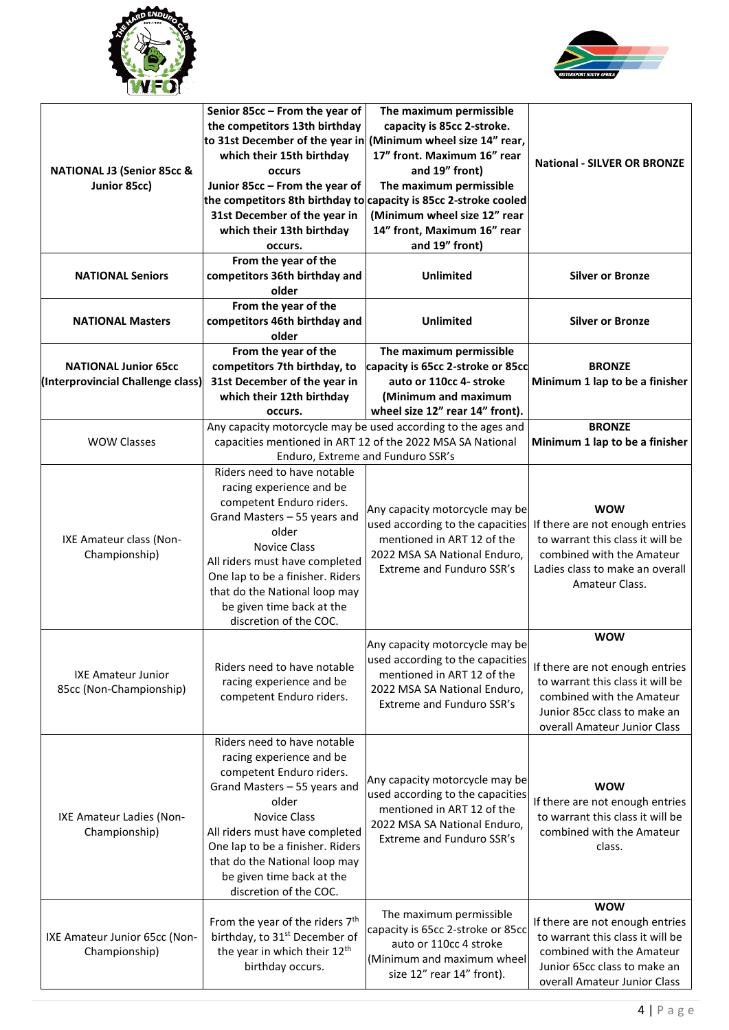| **NATIONAL J3 (Senior 85cc & Junior 85cc)** | **Senior 85cc – From the year of the competitors 13th birthday to 31st December of the year in which their 15th birthday occurs** **Junior 85cc – From the year of the competitors 8th birthday to 31st December of the year in which their 13th birthday occurs.** | **The maximum permissible capacity is 85cc 2-stroke. (Minimum wheel size 14" rear, 17" front. Maximum 16" rear and 19" front)** **The maximum permissible capacity is 85cc 2-stroke cooled (Minimum wheel size 12" rear 14" front, Maximum 16" rear and 19" front)** | **National - SILVER OR BRONZE** |
|---|---|---|---|
| **NATIONAL Seniors** | **From the year of the competitors 36th birthday and older** | **Unlimited** | **Silver or Bronze** |
| **NATIONAL Masters** | **From the year of the competitors 46th birthday and older** | **Unlimited** | **Silver or Bronze** |
| **NATIONAL Junior 65cc (Interprovincial Challenge class)** | **From the year of the competitors 7th birthday, to 31st December of the year in which their 12th birthday occurs.** | **The maximum permissible capacity is 65cc 2-stroke or 85cc auto or 110cc 4- stroke (Minimum and maximum wheel size 12" rear 14" front).** | **BRONZE** **Minimum 1 lap to be a finisher** |
| WOW Classes | Any capacity motorcycle may be used according to the ages and capacities mentioned in ART 12 of the 2022 MSA SA National Enduro, Extreme and Funduro SSR's | | **BRONZE** **Minimum 1 lap to be a finisher** |
| IXE Amateur class (Non-Championship) | Riders need to have notable racing experience and be competent Enduro riders. Grand Masters – 55 years and older Novice Class All riders must have completed One lap to be a finisher. Riders that do the National loop may be given time back at the discretion of the COC. | Any capacity motorcycle may be used according to the capacities mentioned in ART 12 of the 2022 MSA SA National Enduro, Extreme and Funduro SSR's | **WOW** If there are not enough entries to warrant this class it will be combined with the Amateur Ladies class to make an overall Amateur Class. |
| IXE Amateur Junior 85cc (Non-Championship) | Riders need to have notable racing experience and be competent Enduro riders. | Any capacity motorcycle may be used according to the capacities mentioned in ART 12 of the 2022 MSA SA National Enduro, Extreme and Funduro SSR's | **WOW** If there are not enough entries to warrant this class it will be combined with the Amateur Junior 85cc class to make an overall Amateur Junior Class |
| IXE Amateur Ladies (Non-Championship) | Riders need to have notable racing experience and be competent Enduro riders. Grand Masters – 55 years and older Novice Class All riders must have completed One lap to be a finisher. Riders that do the National loop may be given time back at the discretion of the COC. | Any capacity motorcycle may be used according to the capacities mentioned in ART 12 of the 2022 MSA SA National Enduro, Extreme and Funduro SSR's | **WOW** If there are not enough entries to warrant this class it will be combined with the Amateur class. |
| IXE Amateur Junior 65cc (Non-Championship) | From the year of the riders 7th birthday, to 31st December of the year in which their 12th birthday occurs. | The maximum permissible capacity is 65cc 2-stroke or 85cc auto or 110cc 4 stroke (Minimum and maximum wheel size 12" rear 14" front). | **WOW** If there are not enough entries to warrant this class it will be combined with the Amateur Junior 65cc class to make an overall Amateur Junior Class |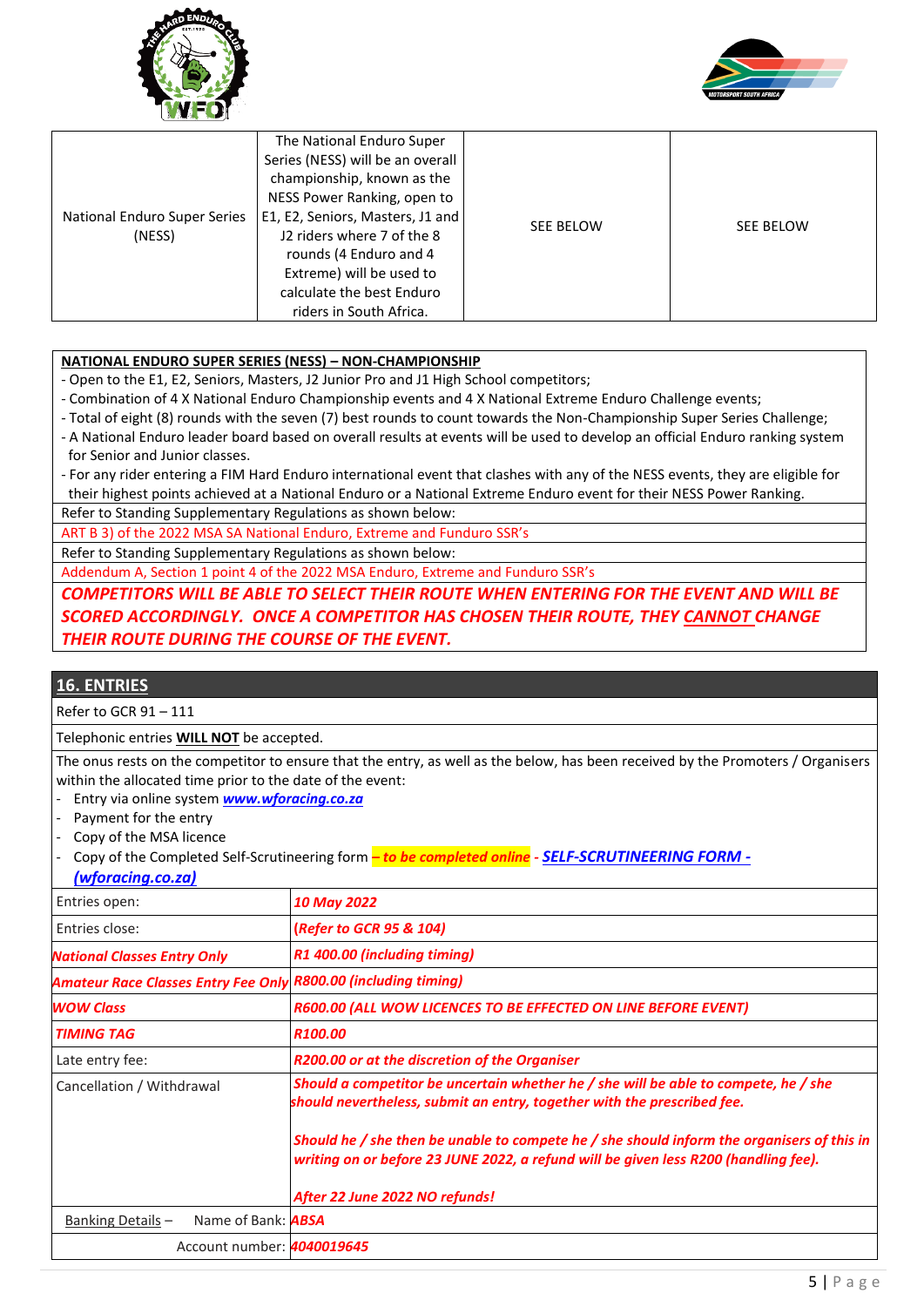| National Enduro Super Series (NESS) | The National Enduro Super Series (NESS) will be an overall championship, known as the NESS Power Ranking, open to E1, E2, Seniors, Masters, J1 and J2 riders where 7 of the 8 rounds (4 Enduro and 4 Extreme) will be used to calculate the best Enduro riders in South Africa. | SEE BELOW | SEE BELOW |
|---|---|---|---|

**NATIONAL ENDURO SUPER SERIES (NESS) – NON-CHAMPIONSHIP**

- Open to the E1, E2, Seniors, Masters, J2 Junior Pro and J1 High School competitors;
- Combination of 4 X National Enduro Championship events and 4 X National Extreme Enduro Challenge events;
- Total of eight (8) rounds with the seven (7) best rounds to count towards the Non-Championship Super Series Challenge;
- A National Enduro leader board based on overall results at events will be used to develop an official Enduro ranking system for Senior and Junior classes.
- For any rider entering a FIM Hard Enduro international event that clashes with any of the NESS events, they are eligible for their highest points achieved at a National Enduro or a National Extreme Enduro event for their NESS Power Ranking.

Refer to Standing Supplementary Regulations as shown below:

ART B 3) of the 2022 MSA SA National Enduro, Extreme and Funduro SSR's

Refer to Standing Supplementary Regulations as shown below:

Addendum A, Section 1 point 4 of the 2022 MSA Enduro, Extreme and Funduro SSR's

***COMPETITORS WILL BE ABLE TO SELECT THEIR ROUTE WHEN ENTERING FOR THE EVENT AND WILL BE SCORED ACCORDINGLY. ONCE A COMPETITOR HAS CHOSEN THEIR ROUTE, THEY CANNOT CHANGE THEIR ROUTE DURING THE COURSE OF THE EVENT.***

## 16. ENTRIES

Refer to GCR 91 – 111

Telephonic entries **WILL NOT** be accepted.

The onus rests on the competitor to ensure that the entry, as well as the below, has been received by the Promoters / Organisers within the allocated time prior to the date of the event:

- Entry via online system ***www.wforacing.co.za***
- Payment for the entry
- Copy of the MSA licence
- Copy of the Completed Self-Scrutineering form ***– to be completed online*** - ***SELF-SCRUTINEERING FORM - (wforacing.co.za)***

| | |
|---|---|
| Entries open: | *10 May 2022* |
| Entries close: | *(Refer to GCR 95 & 104)* |
| *National Classes Entry Only* | *R1 400.00 (including timing)* |
| *Amateur Race Classes Entry Fee Only* | *R800.00 (including timing)* |
| *WOW Class* | *R600.00 (ALL WOW LICENCES TO BE EFFECTED ON LINE BEFORE EVENT)* |
| *TIMING TAG* | *R100.00* |
| Late entry fee: | *R200.00 or at the discretion of the Organiser* |
| Cancellation / Withdrawal | *Should a competitor be uncertain whether he / she will be able to compete, he / she should nevertheless, submit an entry, together with the prescribed fee.*<br><br>*Should he / she then be unable to compete he / she should inform the organisers of this in writing on or before 23 JUNE 2022, a refund will be given less R200 (handling fee).*<br><br>*After 22 June 2022 NO refunds!* |
| Banking Details – Name of Bank: | *ABSA* |
| Account number: | *4040019645* |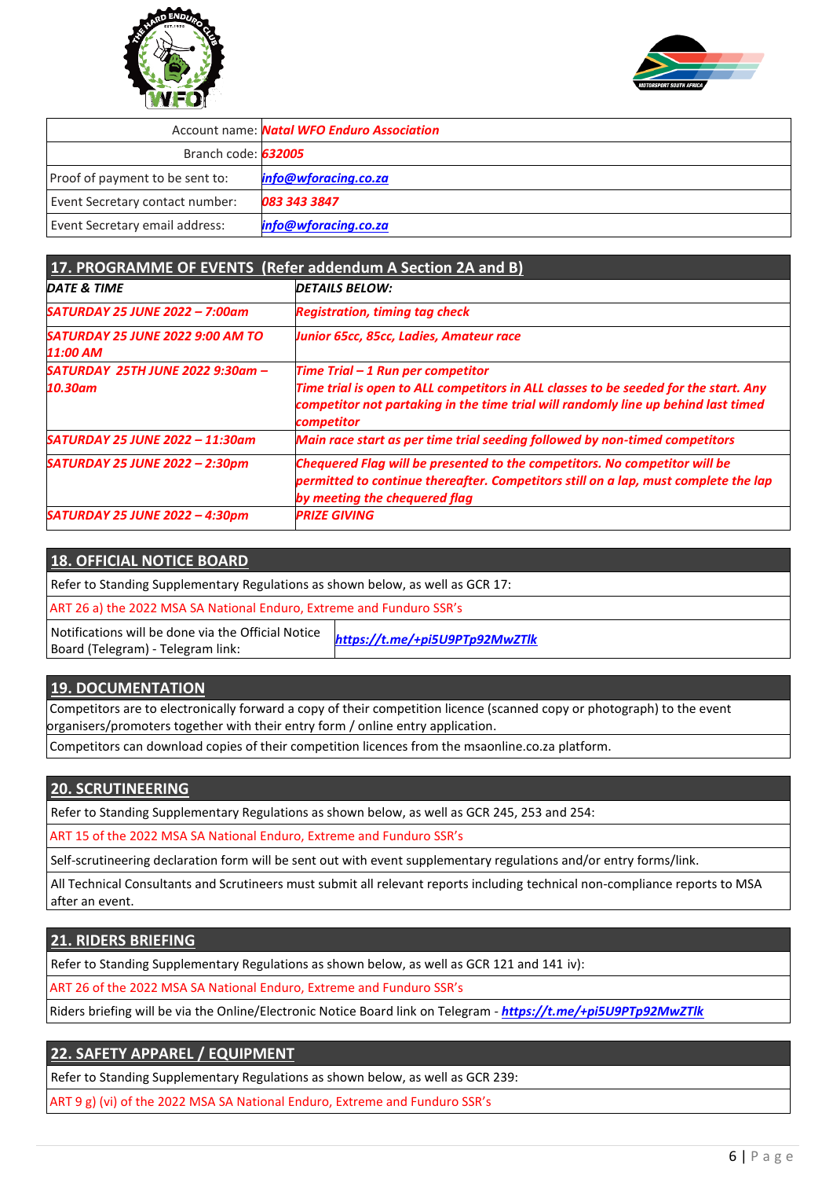| Account name: | *Natal WFO Enduro Association* |
|---|---|
| Branch code: | *632005* |
| Proof of payment to be sent to: | *info@wforacing.co.za* |
| Event Secretary contact number: | *083 343 3847* |
| Event Secretary email address: | *info@wforacing.co.za* |

## 17. PROGRAMME OF EVENTS (Refer addendum A Section 2A and B)

| *DATE & TIME* | *DETAILS BELOW:* |
|---|---|
| *SATURDAY 25 JUNE 2022 – 7:00am* | *Registration, timing tag check* |
| *SATURDAY 25 JUNE 2022 9:00 AM TO 11:00 AM* | *Junior 65cc, 85cc, Ladies, Amateur race* |
| *SATURDAY 25TH JUNE 2022 9:30am – 10.30am* | *Time Trial – 1 Run per competitor* *Time trial is open to ALL competitors in ALL classes to be seeded for the start. Any competitor not partaking in the time trial will randomly line up behind last timed competitor* |
| *SATURDAY 25 JUNE 2022 – 11:30am* | *Main race start as per time trial seeding followed by non-timed competitors* |
| *SATURDAY 25 JUNE 2022 – 2:30pm* | *Chequered Flag will be presented to the competitors. No competitor will be permitted to continue thereafter. Competitors still on a lap, must complete the lap by meeting the chequered flag* |
| *SATURDAY 25 JUNE 2022 – 4:30pm* | *PRIZE GIVING* |

## 18. OFFICIAL NOTICE BOARD

Refer to Standing Supplementary Regulations as shown below, as well as GCR 17:

ART 26 a) the 2022 MSA SA National Enduro, Extreme and Funduro SSR's

| Notifications will be done via the Official Notice Board (Telegram) - Telegram link: | *https://t.me/+pi5U9PTp92MwZTlk* |
|---|---|

## 19. DOCUMENTATION

Competitors are to electronically forward a copy of their competition licence (scanned copy or photograph) to the event organisers/promoters together with their entry form / online entry application.

Competitors can download copies of their competition licences from the msaonline.co.za platform.

## 20. SCRUTINEERING

Refer to Standing Supplementary Regulations as shown below, as well as GCR 245, 253 and 254:

ART 15 of the 2022 MSA SA National Enduro, Extreme and Funduro SSR's

Self-scrutineering declaration form will be sent out with event supplementary regulations and/or entry forms/link.

All Technical Consultants and Scrutineers must submit all relevant reports including technical non-compliance reports to MSA after an event.

## 21. RIDERS BRIEFING

Refer to Standing Supplementary Regulations as shown below, as well as GCR 121 and 141 iv):

ART 26 of the 2022 MSA SA National Enduro, Extreme and Funduro SSR's

Riders briefing will be via the Online/Electronic Notice Board link on Telegram - *https://t.me/+pi5U9PTp92MwZTlk*

## 22. SAFETY APPAREL / EQUIPMENT

Refer to Standing Supplementary Regulations as shown below, as well as GCR 239:

ART 9 g) (vi) of the 2022 MSA SA National Enduro, Extreme and Funduro SSR's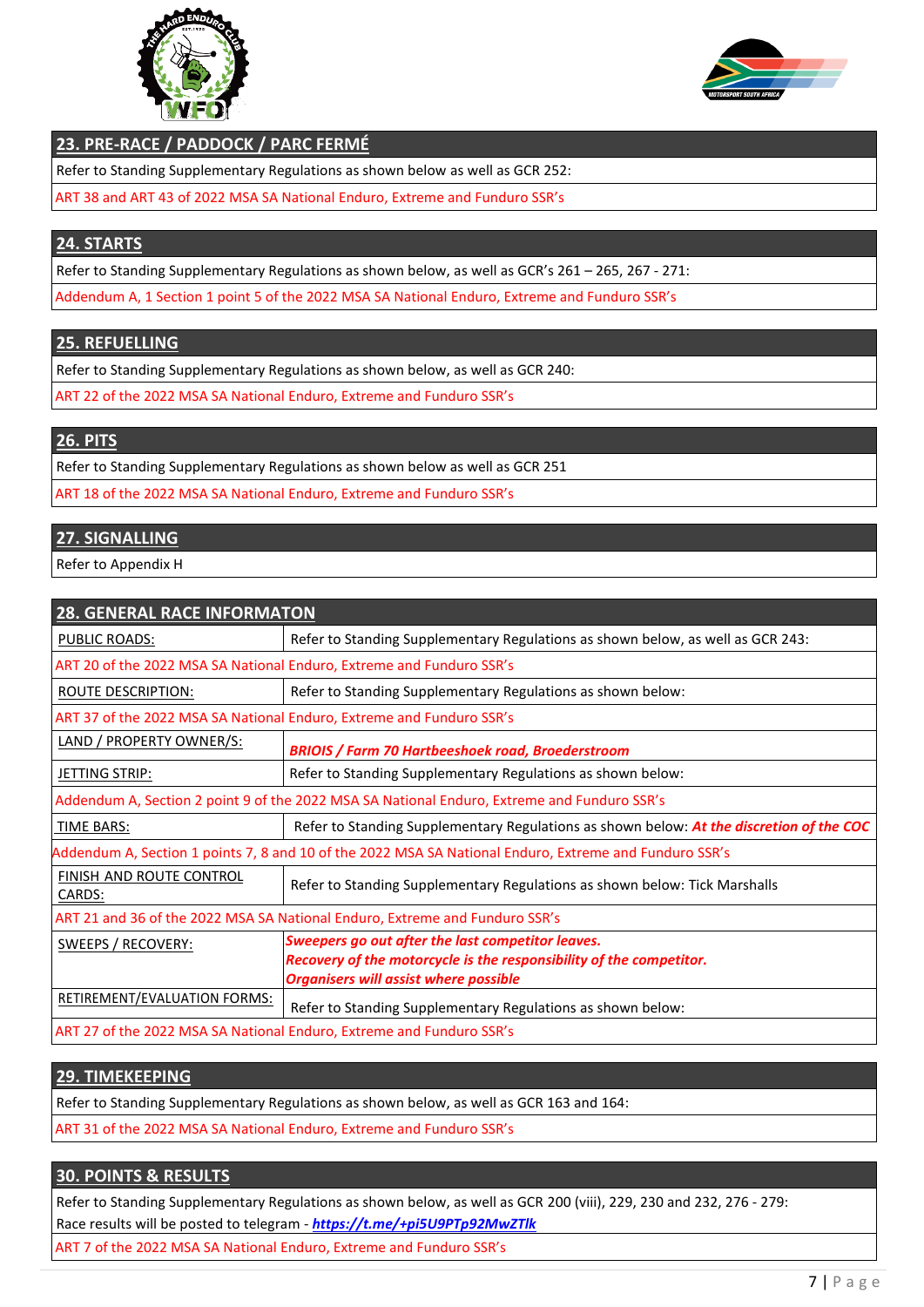## 23. PRE-RACE / PADDOCK / PARC FERMÉ

Refer to Standing Supplementary Regulations as shown below as well as GCR 252:

ART 38 and ART 43 of 2022 MSA SA National Enduro, Extreme and Funduro SSR's

## 24. STARTS

Refer to Standing Supplementary Regulations as shown below, as well as GCR's 261 – 265, 267 - 271:

Addendum A, 1 Section 1 point 5 of the 2022 MSA SA National Enduro, Extreme and Funduro SSR's

## 25. REFUELLING

Refer to Standing Supplementary Regulations as shown below, as well as GCR 240:

ART 22 of the 2022 MSA SA National Enduro, Extreme and Funduro SSR's

## 26. PITS

Refer to Standing Supplementary Regulations as shown below as well as GCR 251

ART 18 of the 2022 MSA SA National Enduro, Extreme and Funduro SSR's

## 27. SIGNALLING

Refer to Appendix H

## 28. GENERAL RACE INFORMATON

| | |
|---|---|
| PUBLIC ROADS: | Refer to Standing Supplementary Regulations as shown below, as well as GCR 243: |
| ART 20 of the 2022 MSA SA National Enduro, Extreme and Funduro SSR's | |
| ROUTE DESCRIPTION: | Refer to Standing Supplementary Regulations as shown below: |
| ART 37 of the 2022 MSA SA National Enduro, Extreme and Funduro SSR's | |
| LAND / PROPERTY OWNER/S: | ***BRIOIS / Farm 70 Hartbeeshoek road, Broederstroom*** |
| JETTING STRIP: | Refer to Standing Supplementary Regulations as shown below: |
| Addendum A, Section 2 point 9 of the 2022 MSA SA National Enduro, Extreme and Funduro SSR's | |
| TIME BARS: | Refer to Standing Supplementary Regulations as shown below: ***At the discretion of the COC*** |
| Addendum A, Section 1 points 7, 8 and 10 of the 2022 MSA SA National Enduro, Extreme and Funduro SSR's | |
| FINISH AND ROUTE CONTROL CARDS: | Refer to Standing Supplementary Regulations as shown below: Tick Marshalls |
| ART 21 and 36 of the 2022 MSA SA National Enduro, Extreme and Funduro SSR's | |
| SWEEPS / RECOVERY: | ***Sweepers go out after the last competitor leaves. Recovery of the motorcycle is the responsibility of the competitor. Organisers will assist where possible*** |
| RETIREMENT/EVALUATION FORMS: | Refer to Standing Supplementary Regulations as shown below: |
| ART 27 of the 2022 MSA SA National Enduro, Extreme and Funduro SSR's | |

## 29. TIMEKEEPING

Refer to Standing Supplementary Regulations as shown below, as well as GCR 163 and 164:

ART 31 of the 2022 MSA SA National Enduro, Extreme and Funduro SSR's

## 30. POINTS & RESULTS

Refer to Standing Supplementary Regulations as shown below, as well as GCR 200 (viii), 229, 230 and 232, 276 - 279:

Race results will be posted to telegram - ***https://t.me/+pi5U9PTp92MwZTlk***

ART 7 of the 2022 MSA SA National Enduro, Extreme and Funduro SSR's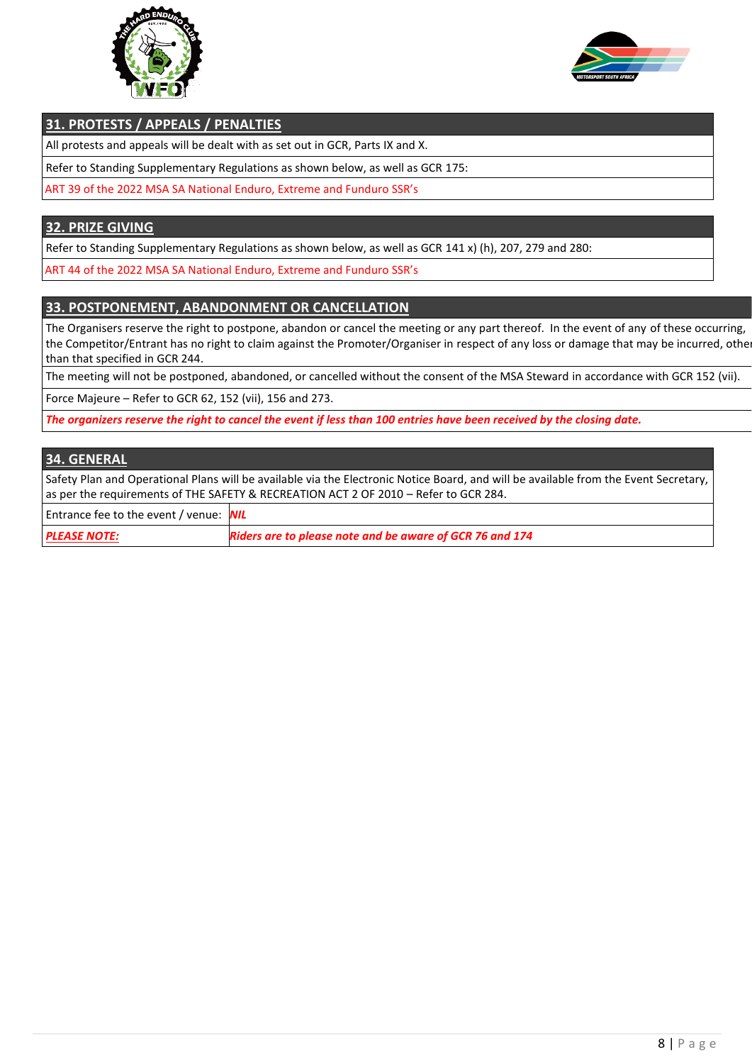## 31. PROTESTS / APPEALS / PENALTIES

All protests and appeals will be dealt with as set out in GCR, Parts IX and X.

Refer to Standing Supplementary Regulations as shown below, as well as GCR 175:

ART 39 of the 2022 MSA SA National Enduro, Extreme and Funduro SSR's

## 32. PRIZE GIVING

Refer to Standing Supplementary Regulations as shown below, as well as GCR 141 x) (h), 207, 279 and 280:

ART 44 of the 2022 MSA SA National Enduro, Extreme and Funduro SSR's

## 33. POSTPONEMENT, ABANDONMENT OR CANCELLATION

The Organisers reserve the right to postpone, abandon or cancel the meeting or any part thereof. In the event of any of these occurring, the Competitor/Entrant has no right to claim against the Promoter/Organiser in respect of any loss or damage that may be incurred, other than that specified in GCR 244.

The meeting will not be postponed, abandoned, or cancelled without the consent of the MSA Steward in accordance with GCR 152 (vii).

Force Majeure – Refer to GCR 62, 152 (vii), 156 and 273.

***The organizers reserve the right to cancel the event if less than 100 entries have been received by the closing date.***

## 34. GENERAL

Safety Plan and Operational Plans will be available via the Electronic Notice Board, and will be available from the Event Secretary, as per the requirements of THE SAFETY & RECREATION ACT 2 OF 2010 – Refer to GCR 284.

| | |
|---|---|
| Entrance fee to the event / venue: | ***NIL*** |
| ***PLEASE NOTE:*** | ***Riders are to please note and be aware of GCR 76 and 174*** |